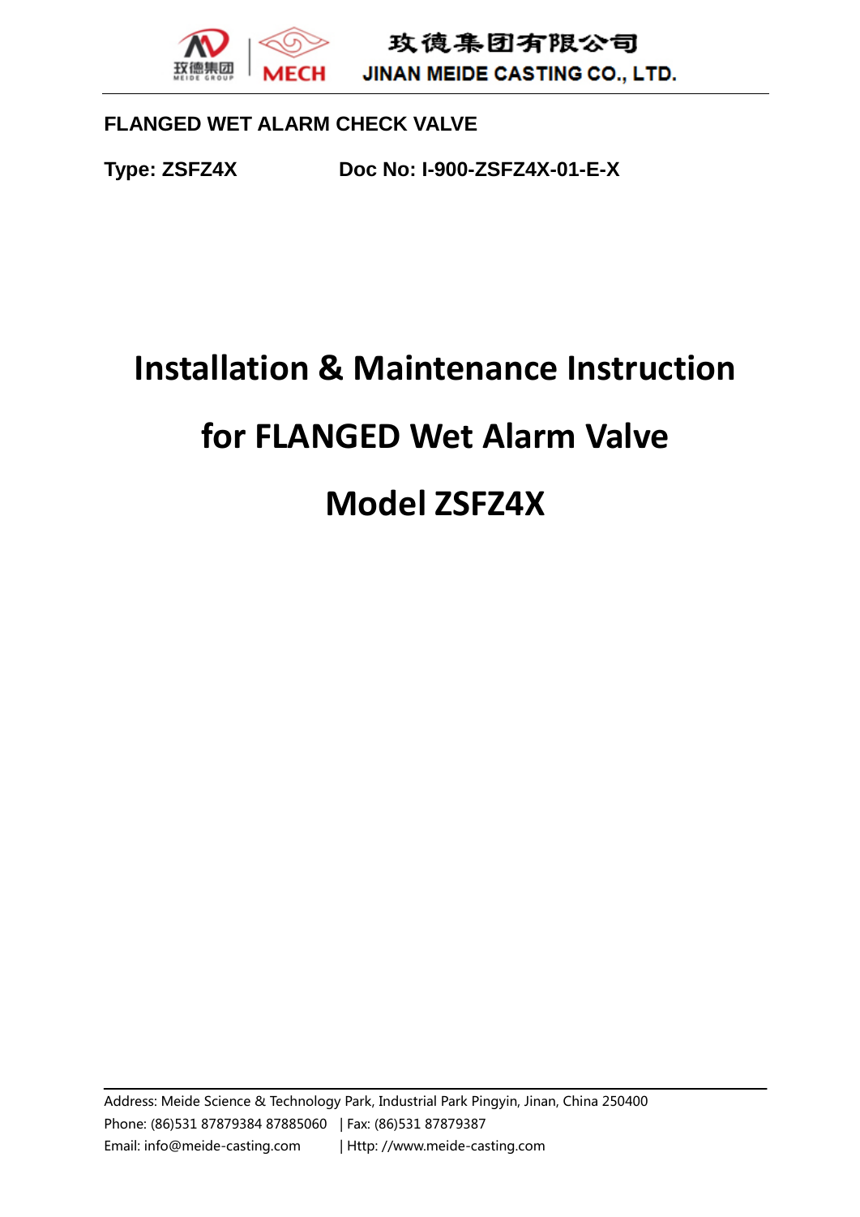FLANGED WET ALARM CHECK VALVE

**Type: ZSFZ4X** **Doc No: I-900-ZSFZ4X-01-E-X**

# Installation & Maintenance Instruction

# for FLANGED Wet Alarm Valve

# Model ZSFZ4X

Address: Meide Science & Technology Park, Industrial Park Pingyin, Jinan, China 250400

Phone: (86)531 87879384 87885060 | Fax: (86)531 87879387

Email: info@meide-casting.com | Http: //www.meide-casting.com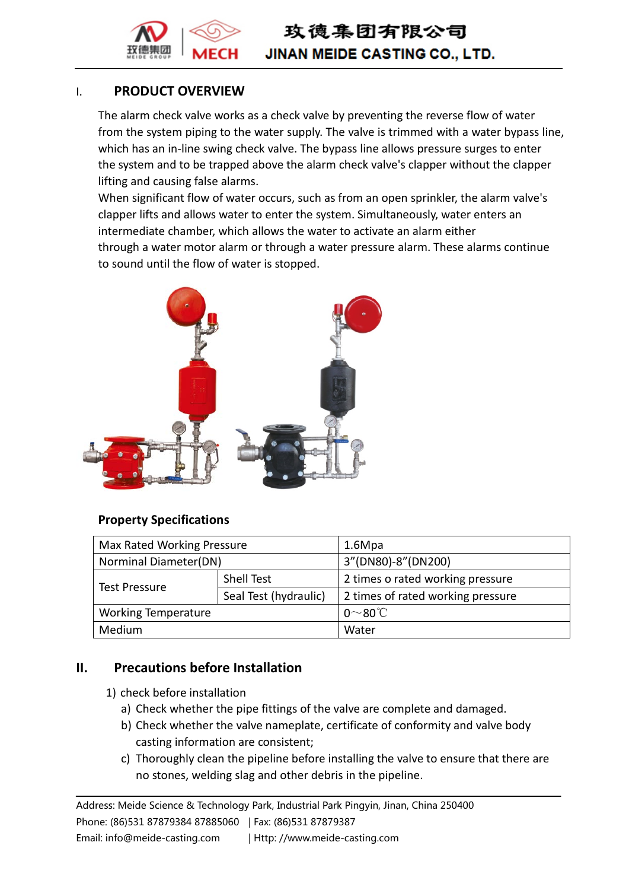## I. PRODUCT OVERVIEW

The alarm check valve works as a check valve by preventing the reverse flow of water from the system piping to the water supply. The valve is trimmed with a water bypass line, which has an in-line swing check valve. The bypass line allows pressure surges to enter the system and to be trapped above the alarm check valve's clapper without the clapper lifting and causing false alarms.

When significant flow of water occurs, such as from an open sprinkler, the alarm valve's clapper lifts and allows water to enter the system. Simultaneously, water enters an intermediate chamber, which allows the water to activate an alarm either through a water motor alarm or through a water pressure alarm. These alarms continue to sound until the flow of water is stopped.

**Property Specifications**

| Max Rated Working Pressure | | 1.6Mpa |
|---|---|---|
| Norminal Diameter(DN) | | 3"(DN80)-8"(DN200) |
| Test Pressure | Shell Test | 2 times o rated working pressure |
| | Seal Test (hydraulic) | 2 times of rated working pressure |
| Working Temperature | | 0～80℃ |
| Medium | | Water |

## II. Precautions before Installation

1) check before installation
   a) Check whether the pipe fittings of the valve are complete and damaged.
   b) Check whether the valve nameplate, certificate of conformity and valve body casting information are consistent;
   c) Thoroughly clean the pipeline before installing the valve to ensure that there are no stones, welding slag and other debris in the pipeline.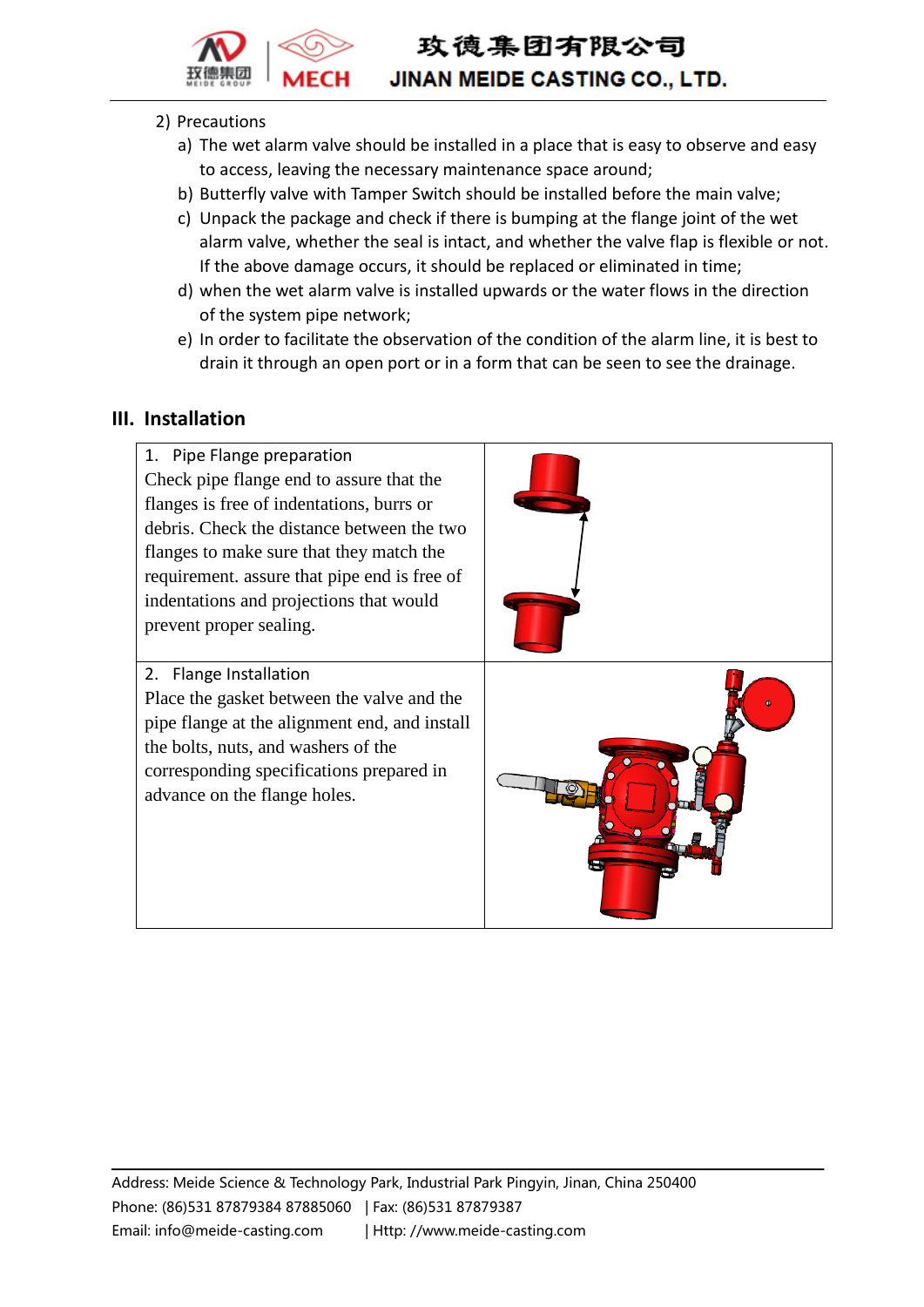2) Precautions

a) The wet alarm valve should be installed in a place that is easy to observe and easy to access, leaving the necessary maintenance space around;
b) Butterfly valve with Tamper Switch should be installed before the main valve;
c) Unpack the package and check if there is bumping at the flange joint of the wet alarm valve, whether the seal is intact, and whether the valve flap is flexible or not. If the above damage occurs, it should be replaced or eliminated in time;
d) when the wet alarm valve is installed upwards or the water flows in the direction of the system pipe network;
e) In order to facilitate the observation of the condition of the alarm line, it is best to drain it through an open port or in a form that can be seen to see the drainage.

## III. Installation

| | |
|---|---|
| 1. Pipe Flange preparation<br>Check pipe flange end to assure that the flanges is free of indentations, burrs or debris. Check the distance between the two flanges to make sure that they match the requirement. assure that pipe end is free of indentations and projections that would prevent proper sealing. | |
| 2. Flange Installation<br>Place the gasket between the valve and the pipe flange at the alignment end, and install the bolts, nuts, and washers of the corresponding specifications prepared in advance on the flange holes. | |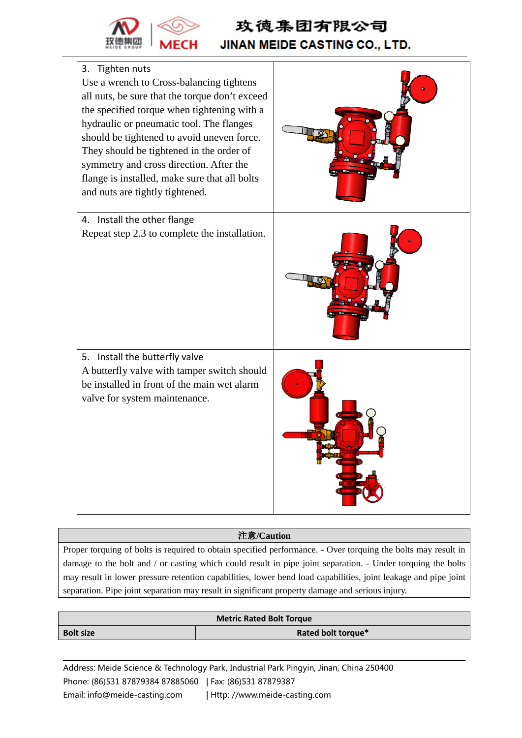| | |
|---|---|
| 3. Tighten nuts<br>Use a wrench to Cross-balancing tightens all nuts, be sure that the torque don't exceed the specified torque when tightening with a hydraulic or pneumatic tool. The flanges should be tightened to avoid uneven force. They should be tightened in the order of symmetry and cross direction. After the flange is installed, make sure that all bolts and nuts are tightly tightened. | |
| 4. Install the other flange<br>Repeat step 2.3 to complete the installation. | |
| 5. Install the butterfly valve<br>A butterfly valve with tamper switch should be installed in front of the main wet alarm valve for system maintenance. | |

| 注意/Caution |
|---|
| Proper torquing of bolts is required to obtain specified performance. - Over torquing the bolts may result in damage to the bolt and / or casting which could result in pipe joint separation. - Under torquing the bolts may result in lower pressure retention capabilities, lower bend load capabilities, joint leakage and pipe joint separation. Pipe joint separation may result in significant property damage and serious injury. |

| Metric Rated Bolt Torque | |
|---|---|
| **Bolt size** | **Rated bolt torque*** |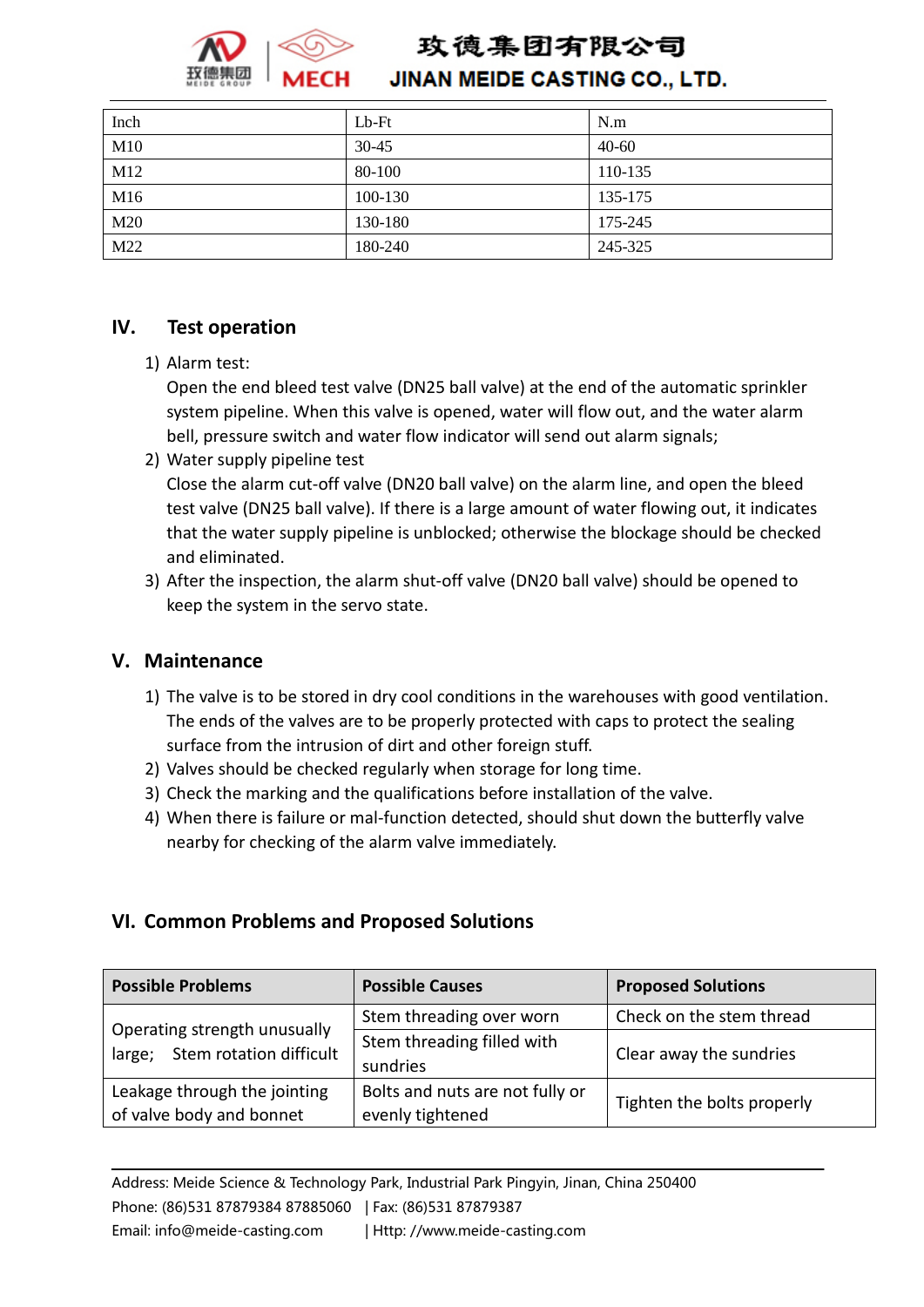| Inch | Lb-Ft | N.m |
|---|---|---|
| M10 | 30-45 | 40-60 |
| M12 | 80-100 | 110-135 |
| M16 | 100-130 | 135-175 |
| M20 | 130-180 | 175-245 |
| M22 | 180-240 | 245-325 |

## IV. Test operation

1) Alarm test:
   Open the end bleed test valve (DN25 ball valve) at the end of the automatic sprinkler system pipeline. When this valve is opened, water will flow out, and the water alarm bell, pressure switch and water flow indicator will send out alarm signals;
2) Water supply pipeline test
   Close the alarm cut-off valve (DN20 ball valve) on the alarm line, and open the bleed test valve (DN25 ball valve). If there is a large amount of water flowing out, it indicates that the water supply pipeline is unblocked; otherwise the blockage should be checked and eliminated.
3) After the inspection, the alarm shut-off valve (DN20 ball valve) should be opened to keep the system in the servo state.

## V. Maintenance

1) The valve is to be stored in dry cool conditions in the warehouses with good ventilation. The ends of the valves are to be properly protected with caps to protect the sealing surface from the intrusion of dirt and other foreign stuff.
2) Valves should be checked regularly when storage for long time.
3) Check the marking and the qualifications before installation of the valve.
4) When there is failure or mal-function detected, should shut down the butterfly valve nearby for checking of the alarm valve immediately.

## VI. Common Problems and Proposed Solutions

| Possible Problems | Possible Causes | Proposed Solutions |
|---|---|---|
| Operating strength unusually large; Stem rotation difficult | Stem threading over worn | Check on the stem thread |
| | Stem threading filled with sundries | Clear away the sundries |
| Leakage through the jointing of valve body and bonnet | Bolts and nuts are not fully or evenly tightened | Tighten the bolts properly |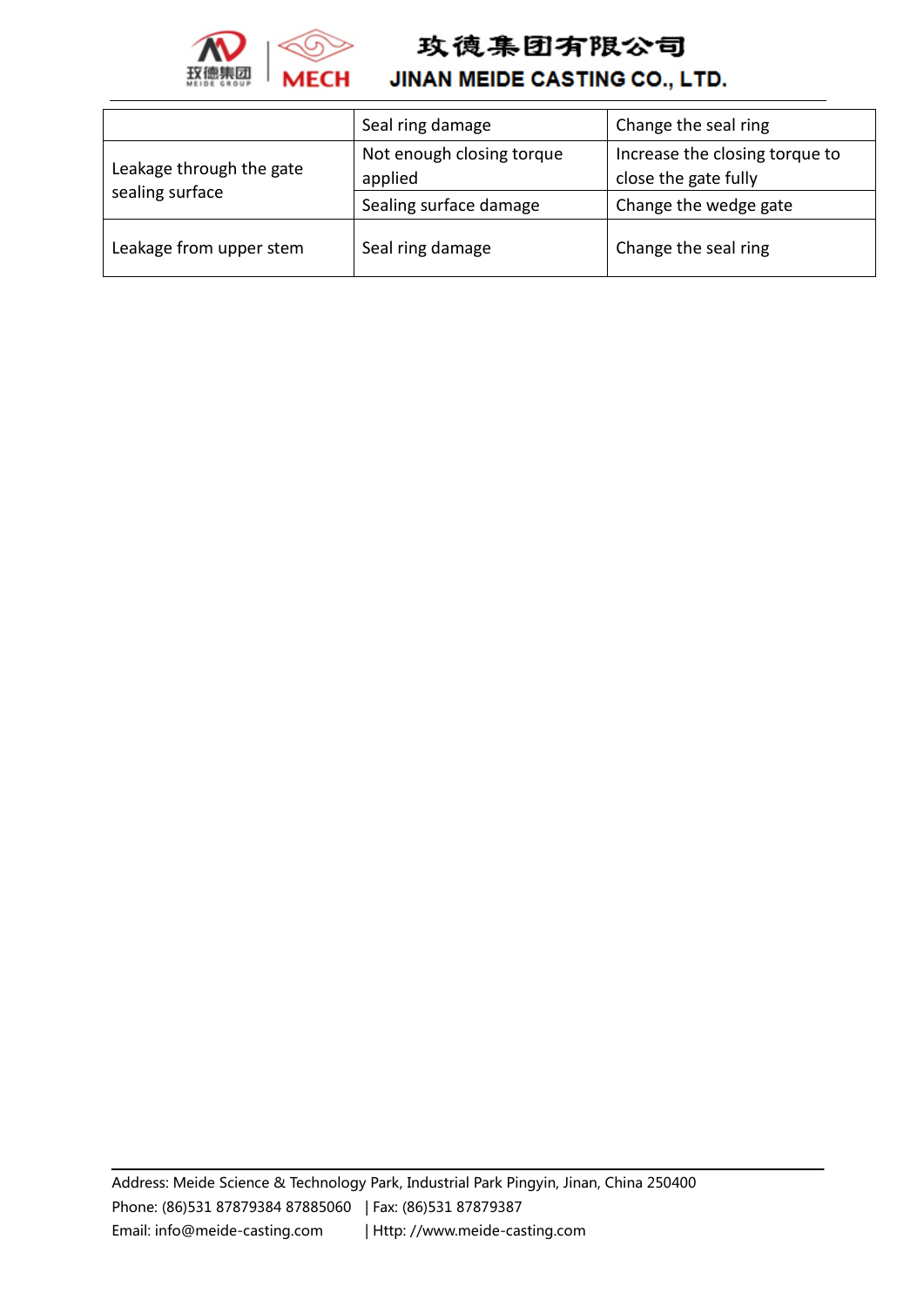| | | |
|---|---|---|
| | Seal ring damage | Change the seal ring |
| Leakage through the gate sealing surface | Not enough closing torque applied | Increase the closing torque to close the gate fully |
| | Sealing surface damage | Change the wedge gate |
| Leakage from upper stem | Seal ring damage | Change the seal ring |